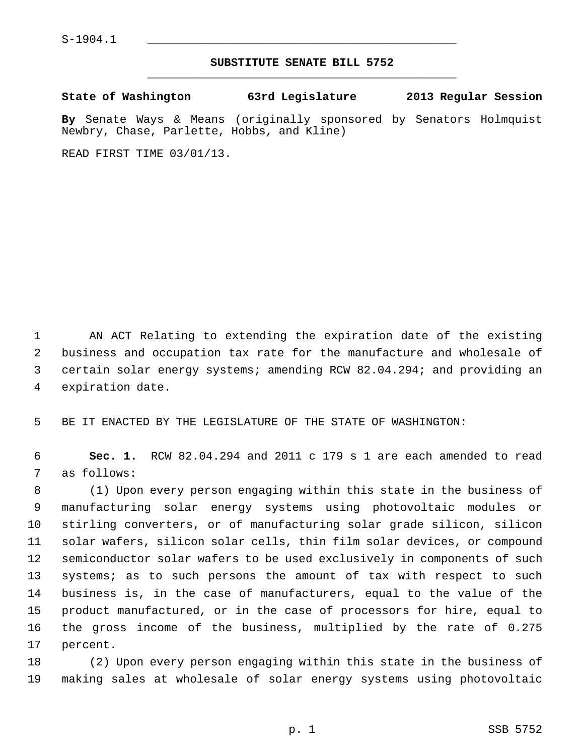S-1904.1

## SUBSTITUTE SENATE BILL 5752

**State of Washington 63rd Legislature 2013 Regular Session**

**By** Senate Ways & Means (originally sponsored by Senators Holmquist Newbry, Chase, Parlette, Hobbs, and Kline)

READ FIRST TIME 03/01/13.

AN ACT Relating to extending the expiration date of the existing business and occupation tax rate for the manufacture and wholesale of certain solar energy systems; amending RCW 82.04.294; and providing an expiration date.

BE IT ENACTED BY THE LEGISLATURE OF THE STATE OF WASHINGTON:

**Sec. 1.** RCW 82.04.294 and 2011 c 179 s 1 are each amended to read as follows:

(1) Upon every person engaging within this state in the business of manufacturing solar energy systems using photovoltaic modules or stirling converters, or of manufacturing solar grade silicon, silicon solar wafers, silicon solar cells, thin film solar devices, or compound semiconductor solar wafers to be used exclusively in components of such systems; as to such persons the amount of tax with respect to such business is, in the case of manufacturers, equal to the value of the product manufactured, or in the case of processors for hire, equal to the gross income of the business, multiplied by the rate of 0.275 percent.

(2) Upon every person engaging within this state in the business of making sales at wholesale of solar energy systems using photovoltaic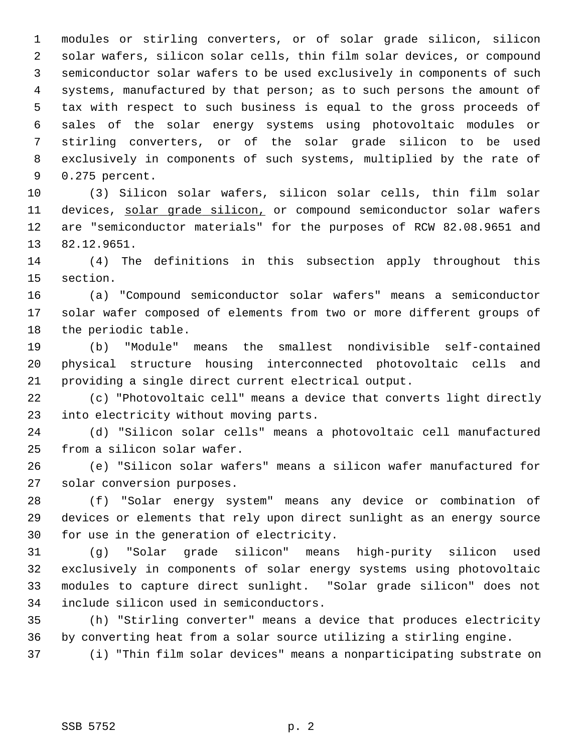modules or stirling converters, or of solar grade silicon, silicon solar wafers, silicon solar cells, thin film solar devices, or compound semiconductor solar wafers to be used exclusively in components of such systems, manufactured by that person; as to such persons the amount of tax with respect to such business is equal to the gross proceeds of sales of the solar energy systems using photovoltaic modules or stirling converters, or of the solar grade silicon to be used exclusively in components of such systems, multiplied by the rate of 0.275 percent.

(3) Silicon solar wafers, silicon solar cells, thin film solar devices, solar grade silicon, or compound semiconductor solar wafers are "semiconductor materials" for the purposes of RCW 82.08.9651 and 82.12.9651.

(4) The definitions in this subsection apply throughout this section.

(a) "Compound semiconductor solar wafers" means a semiconductor solar wafer composed of elements from two or more different groups of the periodic table.

(b) "Module" means the smallest nondivisible self-contained physical structure housing interconnected photovoltaic cells and providing a single direct current electrical output.

(c) "Photovoltaic cell" means a device that converts light directly into electricity without moving parts.

(d) "Silicon solar cells" means a photovoltaic cell manufactured from a silicon solar wafer.

(e) "Silicon solar wafers" means a silicon wafer manufactured for solar conversion purposes.

(f) "Solar energy system" means any device or combination of devices or elements that rely upon direct sunlight as an energy source for use in the generation of electricity.

(g) "Solar grade silicon" means high-purity silicon used exclusively in components of solar energy systems using photovoltaic modules to capture direct sunlight. "Solar grade silicon" does not include silicon used in semiconductors.

(h) "Stirling converter" means a device that produces electricity by converting heat from a solar source utilizing a stirling engine.

(i) "Thin film solar devices" means a nonparticipating substrate on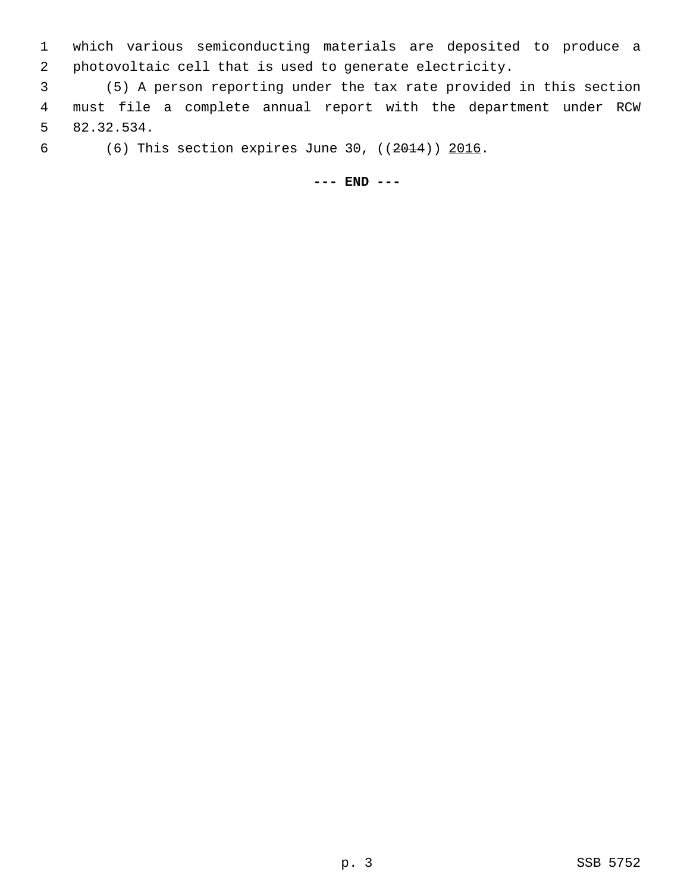which various semiconducting materials are deposited to produce a photovoltaic cell that is used to generate electricity.

(5) A person reporting under the tax rate provided in this section must file a complete annual report with the department under RCW 82.32.534.

(6) This section expires June 30, ((~~2014~~)) 2016.

**--- END ---**